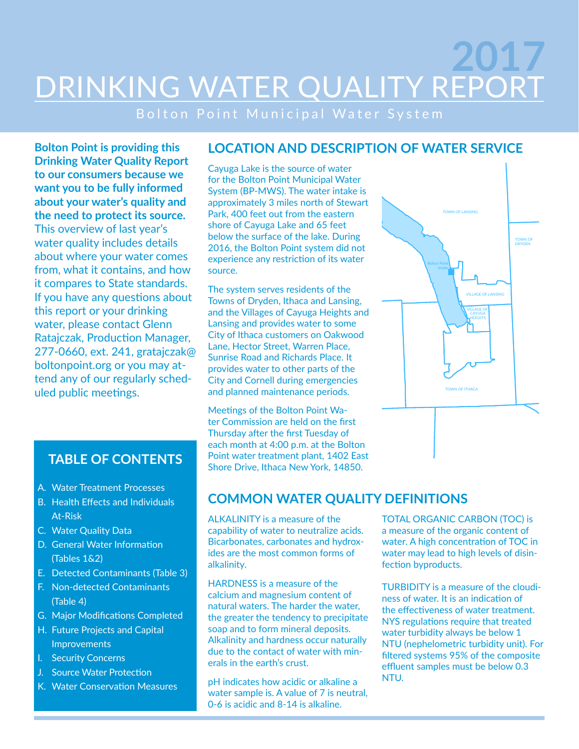# 2017 DRINKING WATER QUALITY REPORT

Bolton Point Municipal Water System

**Bolton Point is providing this Drinking Water Quality Report to our consumers because we want you to be fully informed about your water's quality and the need to protect its source.** This overview of last year's water quality includes details about where your water comes from, what it contains, and how it compares to State standards. If you have any questions about this report or your drinking water, please contact Glenn Ratajczak, Production Manager, 277-0660, ext. 241, gratajczak@boltonpoint.org or you may attend any of our regularly scheduled public meetings.

## TABLE OF CONTENTS

- A. Water Treatment Processes
- B. Health Effects and Individuals At-Risk
- C. Water Quality Data
- D. General Water Information (Tables 1&2)
- E. Detected Contaminants (Table 3)
- F. Non-detected Contaminants (Table 4)
- G. Major Modifications Completed
- H. Future Projects and Capital Improvements
- I. Security Concerns
- J. Source Water Protection
- K. Water Conservation Measures

## LOCATION AND DESCRIPTION OF WATER SERVICE

Cayuga Lake is the source of water for the Bolton Point Municipal Water System (BP-MWS). The water intake is approximately 3 miles north of Stewart Park, 400 feet out from the eastern shore of Cayuga Lake and 65 feet below the surface of the lake. During 2016, the Bolton Point system did not experience any restriction of its water source.

The system serves residents of the Towns of Dryden, Ithaca and Lansing, and the Villages of Cayuga Heights and Lansing and provides water to some City of Ithaca customers on Oakwood Lane, Hector Street, Warren Place, Sunrise Road and Richards Place. It provides water to other parts of the City and Cornell during emergencies and planned maintenance periods.

Meetings of the Bolton Point Water Commission are held on the first Thursday after the first Tuesday of each month at 4:00 p.m. at the Bolton Point water treatment plant, 1402 East Shore Drive, Ithaca New York, 14850.

TOWN OF LANSING

TOWN OF DRYDEN

Bolton Point Intake

VILLAGE OF LANSING

VILLAGE OF CAYUGA HEIGHTS

TOWN OF ITHACA

## COMMON WATER QUALITY DEFINITIONS

ALKALINITY is a measure of the capability of water to neutralize acids. Bicarbonates, carbonates and hydroxides are the most common forms of alkalinity.

HARDNESS is a measure of the calcium and magnesium content of natural waters. The harder the water, the greater the tendency to precipitate soap and to form mineral deposits. Alkalinity and hardness occur naturally due to the contact of water with minerals in the earth's crust.

pH indicates how acidic or alkaline a water sample is. A value of 7 is neutral, 0-6 is acidic and 8-14 is alkaline.

TOTAL ORGANIC CARBON (TOC) is a measure of the organic content of water. A high concentration of TOC in water may lead to high levels of disinfection byproducts.

TURBIDITY is a measure of the cloudiness of water. It is an indication of the effectiveness of water treatment. NYS regulations require that treated water turbidity always be below 1 NTU (nephelometric turbidity unit). For filtered systems 95% of the composite effluent samples must be below 0.3 NTU.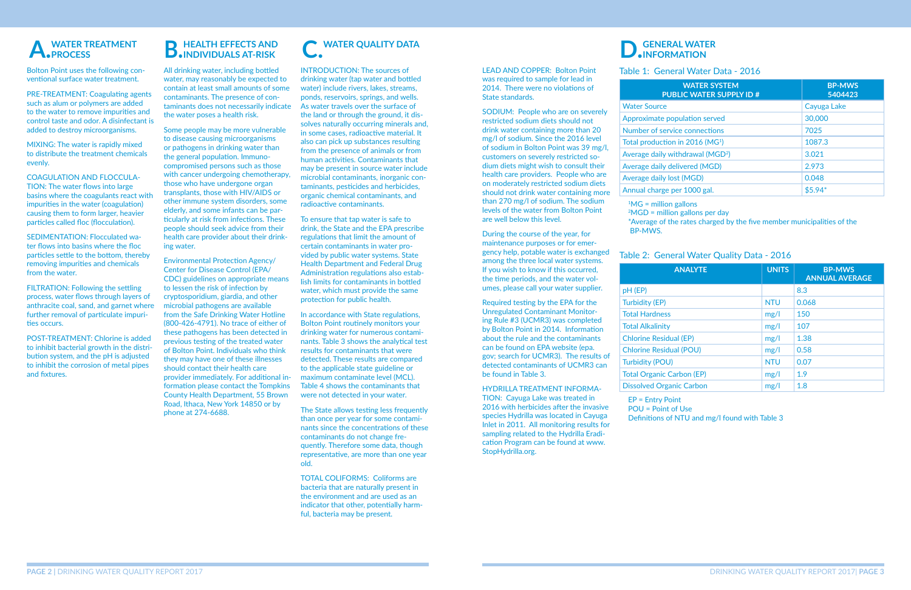## A. WATER TREATMENT PROCESS

Bolton Point uses the following conventional surface water treatment.

PRE-TREATMENT: Coagulating agents such as alum or polymers are added to the water to remove impurities and control taste and odor. A disinfectant is added to destroy microorganisms.

MIXING: The water is rapidly mixed to distribute the treatment chemicals evenly.

COAGULATION AND FLOCCULATION: The water flows into large basins where the coagulants react with impurities in the water (coagulation) causing them to form larger, heavier particles called floc (flocculation).

SEDIMENTATION: Flocculated water flows into basins where the floc particles settle to the bottom, thereby removing impurities and chemicals from the water.

FILTRATION: Following the settling process, water flows through layers of anthracite coal, sand, and garnet where further removal of particulate impurities occurs.

POST-TREATMENT: Chlorine is added to inhibit bacterial growth in the distribution system, and the pH is adjusted to inhibit the corrosion of metal pipes and fixtures.

## B. HEALTH EFFECTS AND INDIVIDUALS AT-RISK

All drinking water, including bottled water, may reasonably be expected to contain at least small amounts of some contaminants. The presence of contaminants does not necessarily indicate the water poses a health risk.

Some people may be more vulnerable to disease causing microorganisms or pathogens in drinking water than the general population. Immuno-compromised persons such as those with cancer undergoing chemotherapy, those who have undergone organ transplants, those with HIV/AIDS or other immune system disorders, some elderly, and some infants can be particularly at risk from infections. These people should seek advice from their health care provider about their drinking water.

Environmental Protection Agency/ Center for Disease Control (EPA/ CDC) guidelines on appropriate means to lessen the risk of infection by cryptosporidium, giardia, and other microbial pathogens are available from the Safe Drinking Water Hotline (800-426-4791). No trace of either of these pathogens has been detected in previous testing of the treated water of Bolton Point. Individuals who think they may have one of these illnesses should contact their health care provider immediately. For additional information please contact the Tompkins County Health Department, 55 Brown Road, Ithaca, New York 14850 or by phone at 274-6688.

## C. WATER QUALITY DATA

INTRODUCTION: The sources of drinking water (tap water and bottled water) include rivers, lakes, streams, ponds, reservoirs, springs, and wells. As water travels over the surface of the land or through the ground, it dissolves naturally occurring minerals and, in some cases, radioactive material. It also can pick up substances resulting from the presence of animals or from human activities. Contaminants that may be present in source water include microbial contaminants, inorganic contaminants, pesticides and herbicides, organic chemical contaminants, and radioactive contaminants.

To ensure that tap water is safe to drink, the State and the EPA prescribe regulations that limit the amount of certain contaminants in water provided by public water systems. State Health Department and Federal Drug Administration regulations also establish limits for contaminants in bottled water, which must provide the same protection for public health.

In accordance with State regulations, Bolton Point routinely monitors your drinking water for numerous contaminants. Table 3 shows the analytical test results for contaminants that were detected. These results are compared to the applicable state guideline or maximum contaminate level (MCL). Table 4 shows the contaminants that were not detected in your water.

The State allows testing less frequently than once per year for some contaminants since the concentrations of these contaminants do not change frequently. Therefore some data, though representative, are more than one year old.

TOTAL COLIFORMS: Coliforms are bacteria that are naturally present in the environment and are used as an indicator that other, potentially harmful, bacteria may be present.

LEAD AND COPPER: Bolton Point was required to sample for lead in 2014. There were no violations of State standards.

SODIUM: People who are on severely restricted sodium diets should not drink water containing more than 20 mg/l of sodium. Since the 2016 level of sodium in Bolton Point was 39 mg/l, customers on severely restricted sodium diets might wish to consult their health care providers. People who are on moderately restricted sodium diets should not drink water containing more than 270 mg/l of sodium. The sodium levels of the water from Bolton Point are well below this level.

During the course of the year, for maintenance purposes or for emergency help, potable water is exchanged among the three local water systems. If you wish to know if this occurred, the time periods, and the water volumes, please call your water supplier.

Required testing by the EPA for the Unregulated Contaminant Monitoring Rule #3 (UCMR3) was completed by Bolton Point in 2014. Information about the rule and the contaminants can be found on EPA website (epa.gov; search for UCMR3). The results of detected contaminants of UCMR3 can be found in Table 3.

HYDRILLA TREATMENT INFORMATION: Cayuga Lake was treated in 2016 with herbicides after the invasive species Hydrilla was located in Cayuga Inlet in 2011. All monitoring results for sampling related to the Hydrilla Eradication Program can be found at www.StopHydrilla.org.

## D. GENERAL WATER INFORMATION

Table 1: General Water Data - 2016

| WATER SYSTEM PUBLIC WATER SUPPLY ID # | BP-MWS 5404423 |
|---|---|
| Water Source | Cayuga Lake |
| Approximate population served | 30,000 |
| Number of service connections | 7025 |
| Total production in 2016 (MG[1]) | 1087.3 |
| Average daily withdrawal (MGD[2]) | 3.021 |
| Average daily delivered (MGD) | 2.973 |
| Average daily lost (MGD) | 0.048 |
| Annual charge per 1000 gal. | $5.94* |

[1]MG = million gallons
[2]MGD = million gallons per day
*Average of the rates charged by the five member municipalities of the BP-MWS.

Table 2: General Water Quality Data - 2016

| ANALYTE | UNITS | BP-MWS ANNUAL AVERAGE |
|---|---|---|
| pH (EP) | | 8.3 |
| Turbidity (EP) | NTU | 0.068 |
| Total Hardness | mg/l | 150 |
| Total Alkalinity | mg/l | 107 |
| Chlorine Residual (EP) | mg/l | 1.38 |
| Chlorine Residual (POU) | mg/l | 0.58 |
| Turbidity (POU) | NTU | 0.07 |
| Total Organic Carbon (EP) | mg/l | 1.9 |
| Dissolved Organic Carbon | mg/l | 1.8 |

EP = Entry Point
POU = Point of Use
Definitions of NTU and mg/l found with Table 3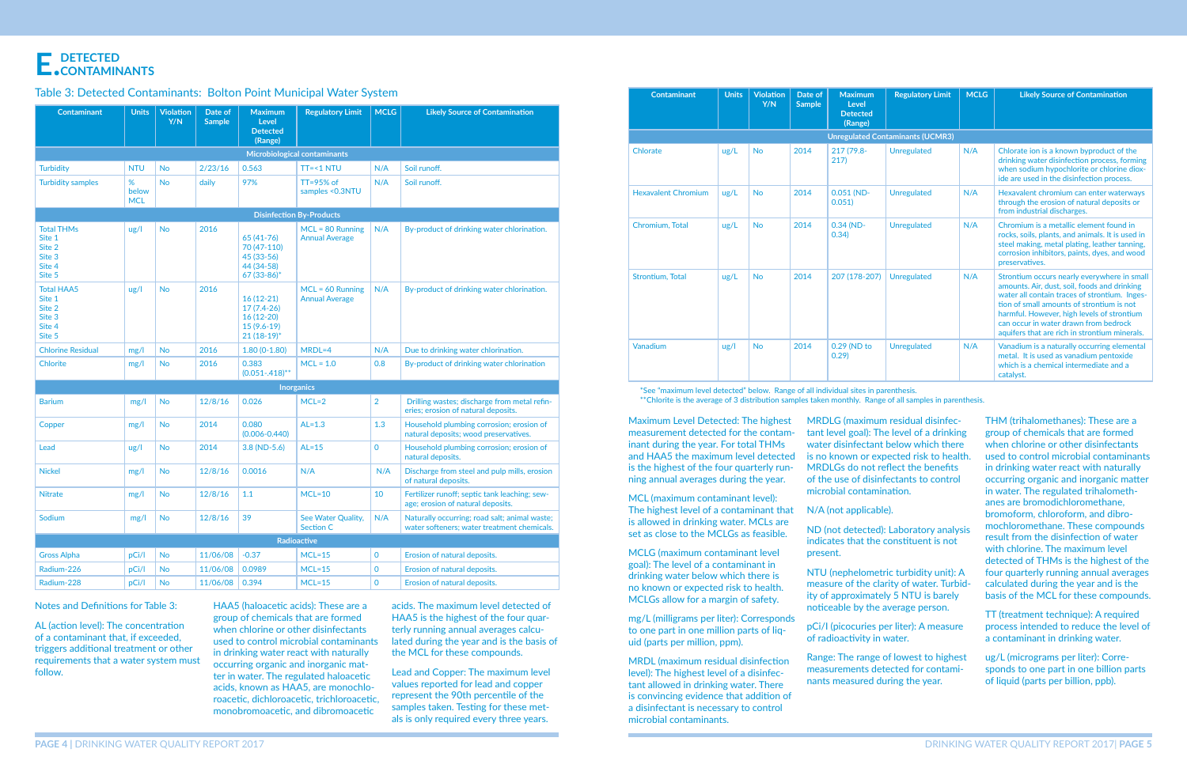# E. DETECTED CONTAMINANTS

## Table 3: Detected Contaminants: Bolton Point Municipal Water System

| Contaminant | Units | Violation Y/N | Date of Sample | Maximum Level Detected (Range) | Regulatory Limit | MCLG | Likely Source of Contamination |
|---|---|---|---|---|---|---|---|
| **Microbiological contaminants** | | | | | | | |
| Turbidity | NTU | No | 2/23/16 | 0.563 | TT=<1 NTU | N/A | Soil runoff. |
| Turbidity samples | % below MCL | No | daily | 97% | TT=95% of samples <0.3NTU | N/A | Soil runoff. |
| **Disinfection By-Products** | | | | | | | |
| Total THMs<br>Site 1<br>Site 2<br>Site 3<br>Site 4<br>Site 5 | ug/l | No | 2016 | <br>65 (41-76)<br>70 (47-110)<br>45 (33-56)<br>44 (34-58)<br>67 (33-86)* | MCL = 80 Running Annual Average | N/A | By-product of drinking water chlorination. |
| Total HAA5<br>Site 1<br>Site 2<br>Site 3<br>Site 4<br>Site 5 | ug/l | No | 2016 | <br>16 (12-21)<br>17 (7.4-26)<br>16 (12-20)<br>15 (9.6-19)<br>21 (18-19)* | MCL = 60 Running Annual Average | N/A | By-product of drinking water chlorination. |
| Chlorine Residual | mg/l | No | 2016 | 1.80 (0-1.80) | MRDL=4 | N/A | Due to drinking water chlorination. |
| Chlorite | mg/l | No | 2016 | 0.383 (0.051-.418)** | MCL = 1.0 | 0.8 | By-product of drinking water chlorination |
| **Inorganics** | | | | | | | |
| Barium | mg/l | No | 12/8/16 | 0.026 | MCL=2 | 2 | Drilling wastes; discharge from metal refineries; erosion of natural deposits. |
| Copper | mg/l | No | 2014 | 0.080 (0.006-0.440) | AL=1.3 | 1.3 | Household plumbing corrosion; erosion of natural deposits; wood preservatives. |
| Lead | ug/l | No | 2014 | 3.8 (ND-5.6) | AL=15 | 0 | Household plumbing corrosion; erosion of natural deposits. |
| Nickel | mg/l | No | 12/8/16 | 0.0016 | N/A | N/A | Discharge from steel and pulp mills, erosion of natural deposits. |
| Nitrate | mg/l | No | 12/8/16 | 1.1 | MCL=10 | 10 | Fertilizer runoff; septic tank leaching; sewage; erosion of natural deposits. |
| Sodium | mg/l | No | 12/8/16 | 39 | See Water Quality, Section C | N/A | Naturally occurring; road salt; animal waste; water softeners; water treatment chemicals. |
| **Radioactive** | | | | | | | |
| Gross Alpha | pCi/l | No | 11/06/08 | -0.37 | MCL=15 | 0 | Erosion of natural deposits. |
| Radium-226 | pCi/l | No | 11/06/08 | 0.0989 | MCL=15 | 0 | Erosion of natural deposits. |
| Radium-228 | pCi/l | No | 11/06/08 | 0.394 | MCL=15 | 0 | Erosion of natural deposits. |
| **Unregulated Contaminants (UCMR3)** | | | | | | | |
| Chlorate | ug/L | No | 2014 | 217 (79.8-217) | Unregulated | N/A | Chlorate ion is a known byproduct of the drinking water disinfection process, forming when sodium hypochlorite or chlorine dioxide are used in the disinfection process. |
| Hexavalent Chromium | ug/L | No | 2014 | 0.051 (ND-0.051) | Unregulated | N/A | Hexavalent chromium can enter waterways through the erosion of natural deposits or from industrial discharges. |
| Chromium, Total | ug/L | No | 2014 | 0.34 (ND-0.34) | Unregulated | N/A | Chromium is a metallic element found in rocks, soils, plants, and animals. It is used in steel making, metal plating, leather tanning, corrosion inhibitors, paints, dyes, and wood preservatives. |
| Strontium, Total | ug/L | No | 2014 | 207 (178-207) | Unregulated | N/A | Strontium occurs nearly everywhere in small amounts. Air, dust, soil, foods and drinking water all contain traces of strontium. Ingestion of small amounts of strontium is not harmful. However, high levels of strontium can occur in water drawn from bedrock aquifers that are rich in strontium minerals. |
| Vanadium | ug/l | No | 2014 | 0.29 (ND to 0.29) | Unregulated | N/A | Vanadium is a naturally occurring elemental metal. It is used as vanadium pentoxide which is a chemical intermediate and a catalyst. |

*See "maximum level detected" below. Range of all individual sites in parenthesis.
**Chlorite is the average of 3 distribution samples taken monthly. Range of all samples in parenthesis.

Notes and Definitions for Table 3:

AL (action level): The concentration of a contaminant that, if exceeded, triggers additional treatment or other requirements that a water system must follow.

HAA5 (haloacetic acids): These are a group of chemicals that are formed when chlorine or other disinfectants used to control microbial contaminants in drinking water react with naturally occurring organic and inorganic matter in water. The regulated haloacetic acids, known as HAA5, are monochloroacetic, dichloroacetic, trichloroacetic, monobromoacetic, and dibromoacetic acids. The maximum level detected of HAA5 is the highest of the four quarterly running annual averages calculated during the year and is the basis of the MCL for these compounds.

Lead and Copper: The maximum level values reported for lead and copper represent the 90th percentile of the samples taken. Testing for these metals is only required every three years.

Maximum Level Detected: The highest measurement detected for the contaminant during the year. For total THMs and HAA5 the maximum level detected is the highest of the four quarterly running annual averages during the year.

MCL (maximum contaminant level): The highest level of a contaminant that is allowed in drinking water. MCLs are set as close to the MCLGs as feasible.

MCLG (maximum contaminant level goal): The level of a contaminant in drinking water below which there is no known or expected risk to health. MCLGs allow for a margin of safety.

mg/L (milligrams per liter): Corresponds to one part in one million parts of liquid (parts per million, ppm).

MRDL (maximum residual disinfection level): The highest level of a disinfectant allowed in drinking water. There is convincing evidence that addition of a disinfectant is necessary to control microbial contaminants.

MRDLG (maximum residual disinfectant level goal): The level of a drinking water disinfectant below which there is no known or expected risk to health. MRDLGs do not reflect the benefits of the use of disinfectants to control microbial contamination.

N/A (not applicable).

ND (not detected): Laboratory analysis indicates that the constituent is not present.

NTU (nephelometric turbidity unit): A measure of the clarity of water. Turbidity of approximately 5 NTU is barely noticeable by the average person.

pCi/l (picocuries per liter): A measure of radioactivity in water.

Range: The range of lowest to highest measurements detected for contaminants measured during the year.

THM (trihalomethanes): These are a group of chemicals that are formed when chlorine or other disinfectants used to control microbial contaminants in drinking water react with naturally occurring organic and inorganic matter in water. The regulated trihalomethanes are bromodichloromethane, bromoform, chloroform, and dibromochloromethane. These compounds result from the disinfection of water with chlorine. The maximum level detected of THMs is the highest of the four quarterly running annual averages calculated during the year and is the basis of the MCL for these compounds.

TT (treatment technique): A required process intended to reduce the level of a contaminant in drinking water.

ug/L (micrograms per liter): Corresponds to one part in one billion parts of liquid (parts per billion, ppb).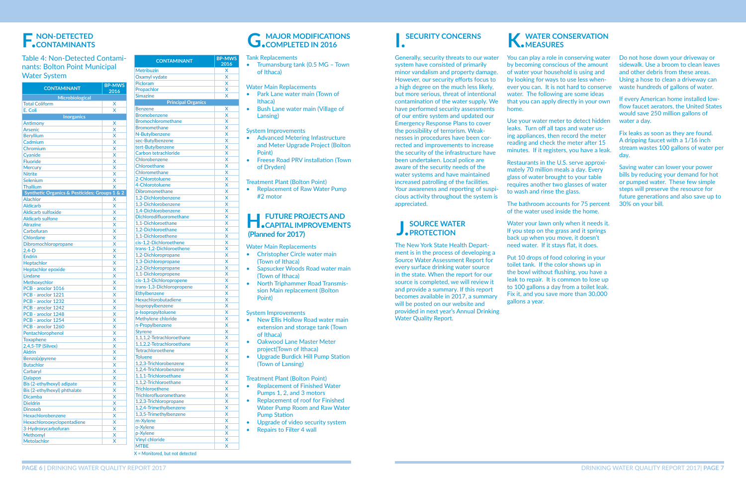## F. NON-DETECTED CONTAMINANTS

Table 4: Non-Detected Contaminants: Bolton Point Municipal Water System

| CONTAMINANT | BP-MWS 2016 |
|---|---|
| **Microbiological** | |
| Total Coliform | X |
| E. Coli | X |
| **Inorganics** | |
| Antimony | X |
| Arsenic | X |
| Beryllium | X |
| Cadmium | X |
| Chromium | X |
| Cyanide | X |
| Fluoride | X |
| Mercury | X |
| Nitrite | X |
| Selenium | X |
| Thallium | X |
| **Synthetic Organics & Pesticides; Groups 1 & 2** | |
| Alachlor | X |
| Aldicarb | X |
| Aldicarb sulfoxide | X |
| Aldicarb sulfone | X |
| Atrazine | X |
| Carbofuran | X |
| Chlordane | X |
| Dibromochloropropane | X |
| 2,4-D | X |
| Endrin | X |
| Heptachlor | X |
| Heptachlor epoxide | X |
| Lindane | X |
| Methoxychlor | X |
| PCB - aroclor 1016 | X |
| PCB - aroclor 1221 | X |
| PCB - aroclor 1232 | X |
| PCB - aroclor 1242 | X |
| PCB - aroclor 1248 | X |
| PCB - aroclor 1254 | X |
| PCB - aroclor 1260 | X |
| Pentachlorophenol | X |
| Toxaphene | X |
| 2,4,5-TP (Silvex) | X |
| Aldrin | X |
| Benzo(a)pyrene | X |
| Butachlor | X |
| Carbaryl | X |
| Dalapon | X |
| Bis (2-ethylhexyl) adipate | X |
| Bis (2-ethylhexyl) phthalate | X |
| Dicamba | X |
| Dieldrin | X |
| Dinoseb | X |
| Hexachlorobenzene | X |
| Hexachlorooxyclopentadiene | X |
| 3-Hydroxycarbofuran | X |
| Methomyl | X |
| Metolachlor | X |
| Metribuzin | X |
| Oxamyl vydate | X |
| Picloram | X |
| Propachlor | X |
| Simazine | X |
| **Principal Organics** | |
| Benzene | X |
| Bromobenzene | X |
| Bromochloromethane | X |
| Bromomethane | X |
| N-Butylbenzene | X |
| sec-Butylbenzene | X |
| tert-Butylbenzene | X |
| Carbon tetrachloride | X |
| Chlorobenzene | X |
| Chloroethane | X |
| Chloromethane | X |
| 2-Chlorotoluene | X |
| 4-Chlorotoluene | X |
| Dibromomethane | X |
| 1,2-Dichlorobenzene | X |
| 1,3-Dichlorobenzene | X |
| 1,4-Dichlorobenzene | X |
| Dichlorodifluoromethane | X |
| 1,1-Dichloroethane | X |
| 1,2-Dichloroethane | X |
| 1,1-Dichloroethene | X |
| cis-1,2-Dichloroethene | X |
| trans-1,2-Dichloroethene | X |
| 1,2-Dichloropropane | X |
| 1,3-Dichloropropane | X |
| 2,2-Dichloropropane | X |
| 1,1-Dichloropropene | X |
| cis-1,3-Dichloropropene | X |
| trans-1,3-Dichloropropene | X |
| Ethylbenzene | X |
| Hexachlorobutadiene | X |
| Isopropylbenzene | X |
| p-Isopropyltoluene | X |
| Methylene chloride | X |
| n-Propylbenzene | X |
| Styrene | X |
| 1,1,1,2-Tetrachloroethane | X |
| 1,1,2,2-Tetrachloroethane | X |
| Tetrachloroethene | X |
| Toluene | X |
| 1,2,3-Trichlorobenzene | X |
| 1,2,4-Trichlorobenzene | X |
| 1,1,1-Trichloroethane | X |
| 1,1,2-Trichloroethane | X |
| Trichloroethene | X |
| Trichlorofluoromethane | X |
| 1,2,3-Trichloropropane | X |
| 1,2,4-Trimethylbenzene | X |
| 1,3,5-Trimethylbenzene | X |
| m-Xylene | X |
| o-Xylene | X |
| p-Xylene | X |
| Vinyl chloride | X |
| MTBE | X |

X = Monitored, but not detected

## G. MAJOR MODIFICATIONS COMPLETED IN 2016

Tank Replacements
- Trumansburg tank (0.5 MG – Town of Ithaca)

Water Main Replacements
- Park Lane water main (Town of Ithaca)
- Bush Lane water main (Village of Lansing)

System Improvements
- Advanced Metering Infrastructure and Meter Upgrade Project (Bolton Point)
- Freese Road PRV installation (Town of Dryden)

Treatment Plant (Bolton Point)
- Replacement of Raw Water Pump #2 motor

## H. FUTURE PROJECTS AND CAPITAL IMPROVEMENTS (Planned for 2017)

Water Main Replacements
- Christopher Circle water main (Town of Ithaca)
- Sapsucker Woods Road water main (Town of Ithaca)
- North Triphammer Road Transmission Main replacement (Bolton Point)

System Improvements
- New Ellis Hollow Road water main extension and storage tank (Town of Ithaca)
- Oakwood Lane Master Meter project(Town of Ithaca)
- Upgrade Burdick Hill Pump Station (Town of Lansing)

Treatment Plant (Bolton Point)
- Replacement of Finished Water Pumps 1, 2, and 3 motors
- Replacement of roof for Finished Water Pump Room and Raw Water Pump Station
- Upgrade of video security system
- Repairs to Filter 4 wall

## I. SECURITY CONCERNS

Generally, security threats to our water system have consisted of primarily minor vandalism and property damage. However, our security efforts focus to a high degree on the much less likely, but more serious, threat of intentional contamination of the water supply. We have performed security assessments of our entire system and updated our Emergency Response Plans to cover the possibility of terrorism. Weaknesses in procedures have been corrected and improvements to increase the security of the infrastructure have been undertaken. Local police are aware of the security needs of the water systems and have maintained increased patrolling of the facilities. Your awareness and reporting of suspicious activity throughout the system is appreciated.

## J. SOURCE WATER PROTECTION

The New York State Health Department is in the process of developing a Source Water Assessment Report for every surface drinking water source in the state. When the report for our source is completed, we will review it and provide a summary. If this report becomes available in 2017, a summary will be posted on our website and provided in next year's Annual Drinking Water Quality Report.

## K. WATER CONSERVATION MEASURES

You can play a role in conserving water by becoming conscious of the amount of water your household is using and by looking for ways to use less whenever you can. It is not hard to conserve water. The following are some ideas that you can apply directly in your own home.

Use your water meter to detect hidden leaks. Turn off all taps and water using appliances, then record the meter reading and check the meter after 15 minutes. If it registers, you have a leak.

Restaurants in the U.S. serve approximately 70 million meals a day. Every glass of water brought to your table requires another two glasses of water to wash and rinse the glass.

The bathroom accounts for 75 percent of the water used inside the home.

Water your lawn only when it needs it. If you step on the grass and it springs back up when you move, it doesn't need water. If it stays flat, it does.

Put 10 drops of food coloring in your toilet tank. If the color shows up in the bowl without flushing, you have a leak to repair. It is common to lose up to 100 gallons a day from a toilet leak. Fix it, and you save more than 30,000 gallons a year.

Do not hose down your driveway or sidewalk. Use a broom to clean leaves and other debris from these areas. Using a hose to clean a driveway can waste hundreds of gallons of water.

If every American home installed low-flow faucet aerators, the United States would save 250 million gallons of water a day.

Fix leaks as soon as they are found. A dripping faucet with a 1/16 inch stream wastes 100 gallons of water per day.

Saving water can lower your power bills by reducing your demand for hot or pumped water. These few simple steps will preserve the resource for future generations and also save up to 30% on your bill.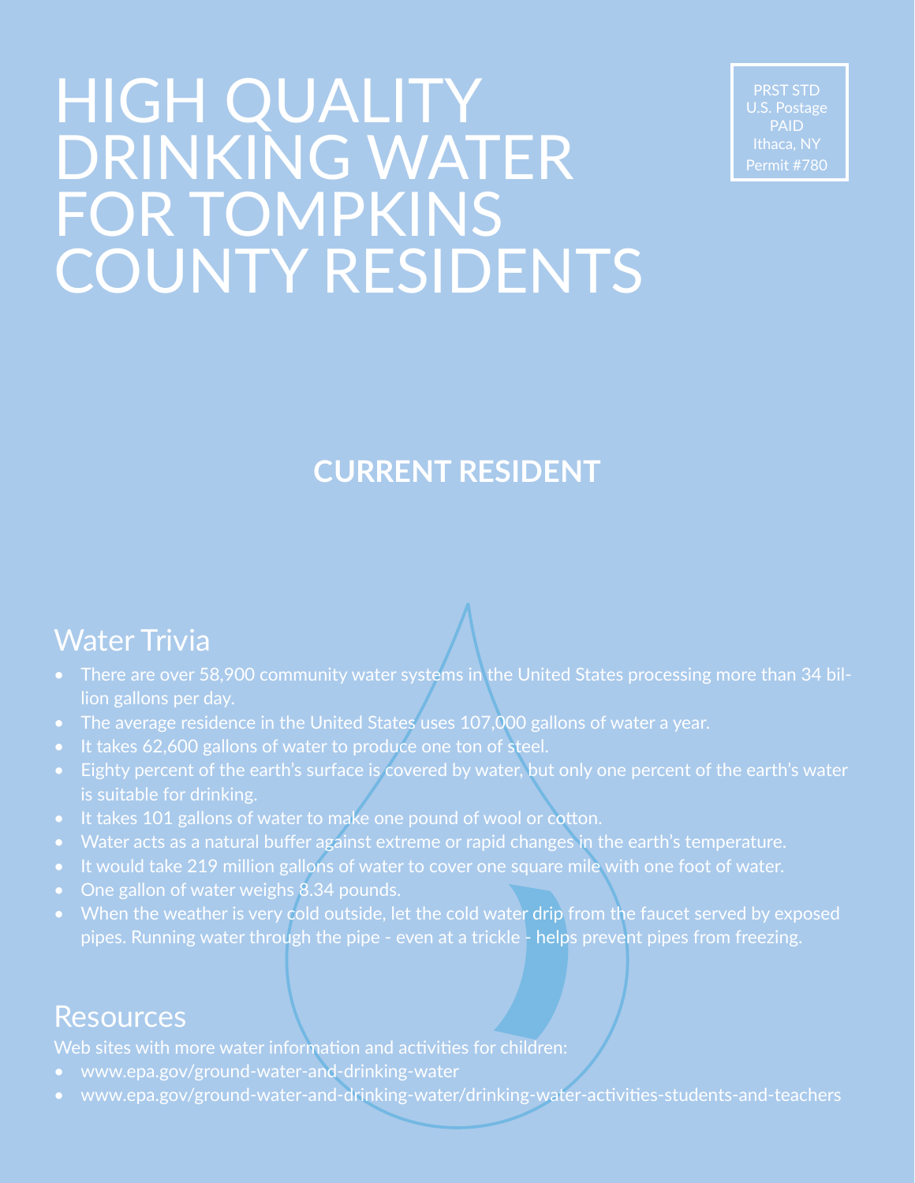# HIGH QUALITY DRINKING WATER FOR TOMPKINS COUNTY RESIDENTS

PRST STD
U.S. Postage
PAID
Ithaca, NY
Permit #780

**CURRENT RESIDENT**

## Water Trivia

- There are over 58,900 community water systems in the United States processing more than 34 billion gallons per day.
- The average residence in the United States uses 107,000 gallons of water a year.
- It takes 62,600 gallons of water to produce one ton of steel.
- Eighty percent of the earth's surface is covered by water, but only one percent of the earth's water is suitable for drinking.
- It takes 101 gallons of water to make one pound of wool or cotton.
- Water acts as a natural buffer against extreme or rapid changes in the earth's temperature.
- It would take 219 million gallons of water to cover one square mile with one foot of water.
- One gallon of water weighs 8.34 pounds.
- When the weather is very cold outside, let the cold water drip from the faucet served by exposed pipes. Running water through the pipe - even at a trickle - helps prevent pipes from freezing.

## Resources

Web sites with more water information and activities for children:

- www.epa.gov/ground-water-and-drinking-water
- www.epa.gov/ground-water-and-drinking-water/drinking-water-activities-students-and-teachers